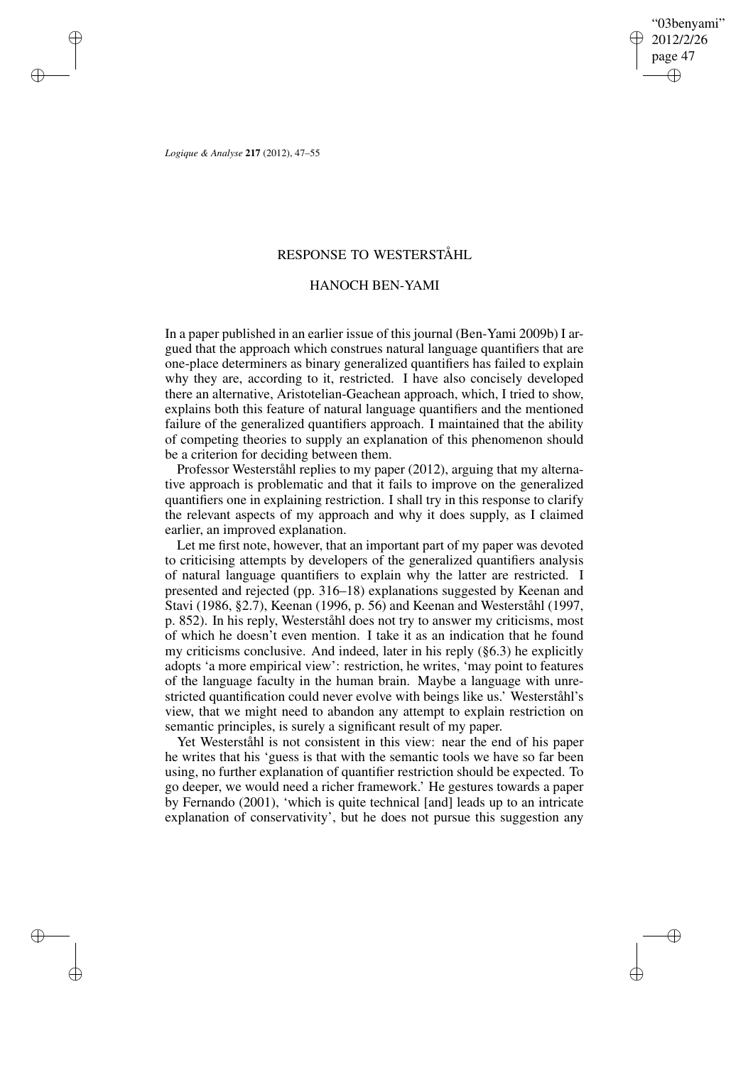# RESPONSE TO WESTERSTÅHL

## HANOCH BEN-YAMI

In a paper published in an earlier issue of this journal (Ben-Yami 2009b) I argued that the approach which construes natural language quantifiers that are one-place determiners as binary generalized quantifiers has failed to explain why they are, according to it, restricted. I have also concisely developed there an alternative, Aristotelian-Geachean approach, which, I tried to show, explains both this feature of natural language quantifiers and the mentioned failure of the generalized quantifiers approach. I maintained that the ability of competing theories to supply an explanation of this phenomenon should be a criterion for deciding between them.

Professor Westerståhl replies to my paper (2012), arguing that my alternative approach is problematic and that it fails to improve on the generalized quantifiers one in explaining restriction. I shall try in this response to clarify the relevant aspects of my approach and why it does supply, as I claimed earlier, an improved explanation.

Let me first note, however, that an important part of my paper was devoted to criticising attempts by developers of the generalized quantifiers analysis of natural language quantifiers to explain why the latter are restricted. I presented and rejected (pp. 316–18) explanations suggested by Keenan and Stavi (1986, §2.7), Keenan (1996, p. 56) and Keenan and Westerståhl (1997, p. 852). In his reply, Westerståhl does not try to answer my criticisms, most of which he doesn't even mention. I take it as an indication that he found my criticisms conclusive. And indeed, later in his reply (§6.3) he explicitly adopts 'a more empirical view': restriction, he writes, 'may point to features of the language faculty in the human brain. Maybe a language with unrestricted quantification could never evolve with beings like us.' Westerståhl's view, that we might need to abandon any attempt to explain restriction on semantic principles, is surely a significant result of my paper.

Yet Westerståhl is not consistent in this view: near the end of his paper he writes that his 'guess is that with the semantic tools we have so far been using, no further explanation of quantifier restriction should be expected. To go deeper, we would need a richer framework.' He gestures towards a paper by Fernando (2001), 'which is quite technical [and] leads up to an intricate explanation of conservativity', but he does not pursue this suggestion any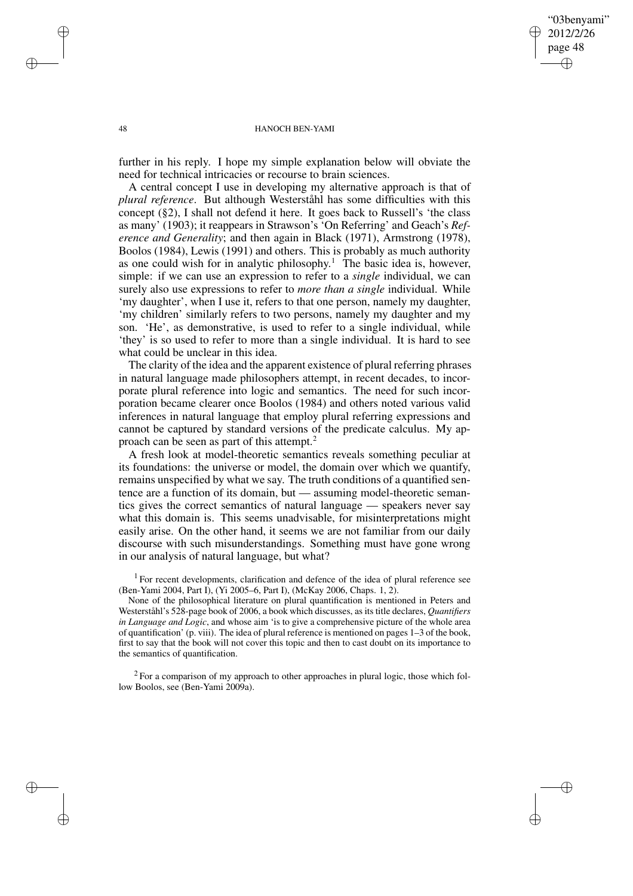further in his reply. I hope my simple explanation below will obviate the need for technical intricacies or recourse to brain sciences.

A central concept I use in developing my alternative approach is that of *plural reference*. But although Westerståhl has some difficulties with this concept (§2), I shall not defend it here. It goes back to Russell's 'the class as many' (1903); it reappears in Strawson's 'On Referring' and Geach's *Reference and Generality*; and then again in Black (1971), Armstrong (1978), Boolos (1984), Lewis (1991) and others. This is probably as much authority as one could wish for in analytic philosophy.[1] The basic idea is, however, simple: if we can use an expression to refer to a *single* individual, we can surely also use expressions to refer to *more than a single* individual. While 'my daughter', when I use it, refers to that one person, namely my daughter, 'my children' similarly refers to two persons, namely my daughter and my son. 'He', as demonstrative, is used to refer to a single individual, while 'they' is so used to refer to more than a single individual. It is hard to see what could be unclear in this idea.

The clarity of the idea and the apparent existence of plural referring phrases in natural language made philosophers attempt, in recent decades, to incorporate plural reference into logic and semantics. The need for such incorporation became clearer once Boolos (1984) and others noted various valid inferences in natural language that employ plural referring expressions and cannot be captured by standard versions of the predicate calculus. My approach can be seen as part of this attempt.[2]

A fresh look at model-theoretic semantics reveals something peculiar at its foundations: the universe or model, the domain over which we quantify, remains unspecified by what we say. The truth conditions of a quantified sentence are a function of its domain, but — assuming model-theoretic semantics gives the correct semantics of natural language — speakers never say what this domain is. This seems unadvisable, for misinterpretations might easily arise. On the other hand, it seems we are not familiar from our daily discourse with such misunderstandings. Something must have gone wrong in our analysis of natural language, but what?

[1] For recent developments, clarification and defence of the idea of plural reference see (Ben-Yami 2004, Part I), (Yi 2005–6, Part I), (McKay 2006, Chaps. 1, 2).

None of the philosophical literature on plural quantification is mentioned in Peters and Westerståhl's 528-page book of 2006, a book which discusses, as its title declares, *Quantifiers in Language and Logic*, and whose aim 'is to give a comprehensive picture of the whole area of quantification' (p. viii). The idea of plural reference is mentioned on pages 1–3 of the book, first to say that the book will not cover this topic and then to cast doubt on its importance to the semantics of quantification.

[2] For a comparison of my approach to other approaches in plural logic, those which follow Boolos, see (Ben-Yami 2009a).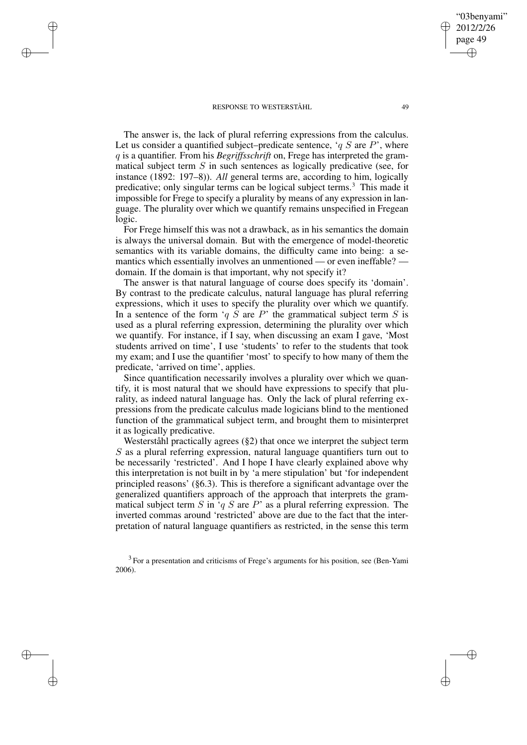The answer is, the lack of plural referring expressions from the calculus. Let us consider a quantified subject–predicate sentence, '$q$ $S$ are $P$', where $q$ is a quantifier. From his *Begriffsschrift* on, Frege has interpreted the grammatical subject term $S$ in such sentences as logically predicative (see, for instance (1892: 197–8)). *All* general terms are, according to him, logically predicative; only singular terms can be logical subject terms.[3] This made it impossible for Frege to specify a plurality by means of any expression in language. The plurality over which we quantify remains unspecified in Fregean logic.

For Frege himself this was not a drawback, as in his semantics the domain is always the universal domain. But with the emergence of model-theoretic semantics with its variable domains, the difficulty came into being: a semantics which essentially involves an unmentioned — or even ineffable? — domain. If the domain is that important, why not specify it?

The answer is that natural language of course does specify its 'domain'. By contrast to the predicate calculus, natural language has plural referring expressions, which it uses to specify the plurality over which we quantify. In a sentence of the form '$q$ $S$ are $P$' the grammatical subject term $S$ is used as a plural referring expression, determining the plurality over which we quantify. For instance, if I say, when discussing an exam I gave, 'Most students arrived on time', I use 'students' to refer to the students that took my exam; and I use the quantifier 'most' to specify to how many of them the predicate, 'arrived on time', applies.

Since quantification necessarily involves a plurality over which we quantify, it is most natural that we should have expressions to specify that plurality, as indeed natural language has. Only the lack of plural referring expressions from the predicate calculus made logicians blind to the mentioned function of the grammatical subject term, and brought them to misinterpret it as logically predicative.

Westerståhl practically agrees (§2) that once we interpret the subject term $S$ as a plural referring expression, natural language quantifiers turn out to be necessarily 'restricted'. And I hope I have clearly explained above why this interpretation is not built in by 'a mere stipulation' but 'for independent principled reasons' (§6.3). This is therefore a significant advantage over the generalized quantifiers approach of the approach that interprets the grammatical subject term $S$ in '$q$ $S$ are $P$' as a plural referring expression. The inverted commas around 'restricted' above are due to the fact that the interpretation of natural language quantifiers as restricted, in the sense this term

[3] For a presentation and criticisms of Frege's arguments for his position, see (Ben-Yami 2006).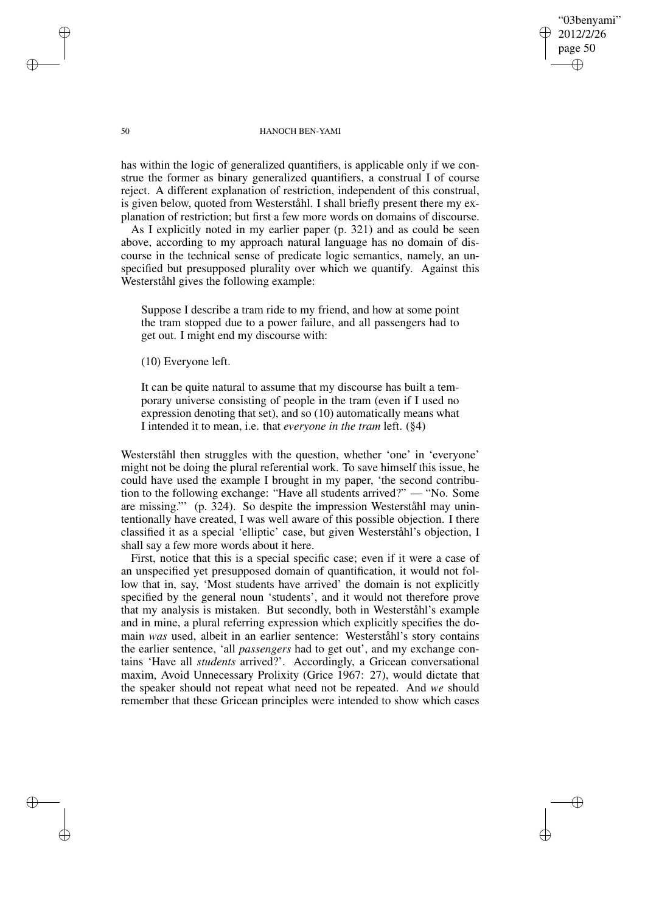has within the logic of generalized quantifiers, is applicable only if we construe the former as binary generalized quantifiers, a construal I of course reject. A different explanation of restriction, independent of this construal, is given below, quoted from Westerståhl. I shall briefly present there my explanation of restriction; but first a few more words on domains of discourse.

As I explicitly noted in my earlier paper (p. 321) and as could be seen above, according to my approach natural language has no domain of discourse in the technical sense of predicate logic semantics, namely, an unspecified but presupposed plurality over which we quantify. Against this Westerståhl gives the following example:

> Suppose I describe a tram ride to my friend, and how at some point the tram stopped due to a power failure, and all passengers had to get out. I might end my discourse with:
>
> (10) Everyone left.
>
> It can be quite natural to assume that my discourse has built a temporary universe consisting of people in the tram (even if I used no expression denoting that set), and so (10) automatically means what I intended it to mean, i.e. that *everyone in the tram* left. (§4)

Westerståhl then struggles with the question, whether 'one' in 'everyone' might not be doing the plural referential work. To save himself this issue, he could have used the example I brought in my paper, 'the second contribution to the following exchange: "Have all students arrived?" — "No. Some are missing."' (p. 324). So despite the impression Westerståhl may unintentionally have created, I was well aware of this possible objection. I there classified it as a special 'elliptic' case, but given Westerståhl's objection, I shall say a few more words about it here.

First, notice that this is a special specific case; even if it were a case of an unspecified yet presupposed domain of quantification, it would not follow that in, say, 'Most students have arrived' the domain is not explicitly specified by the general noun 'students', and it would not therefore prove that my analysis is mistaken. But secondly, both in Westerståhl's example and in mine, a plural referring expression which explicitly specifies the domain *was* used, albeit in an earlier sentence: Westerståhl's story contains the earlier sentence, 'all *passengers* had to get out', and my exchange contains 'Have all *students* arrived?'. Accordingly, a Gricean conversational maxim, Avoid Unnecessary Prolixity (Grice 1967: 27), would dictate that the speaker should not repeat what need not be repeated. And *we* should remember that these Gricean principles were intended to show which cases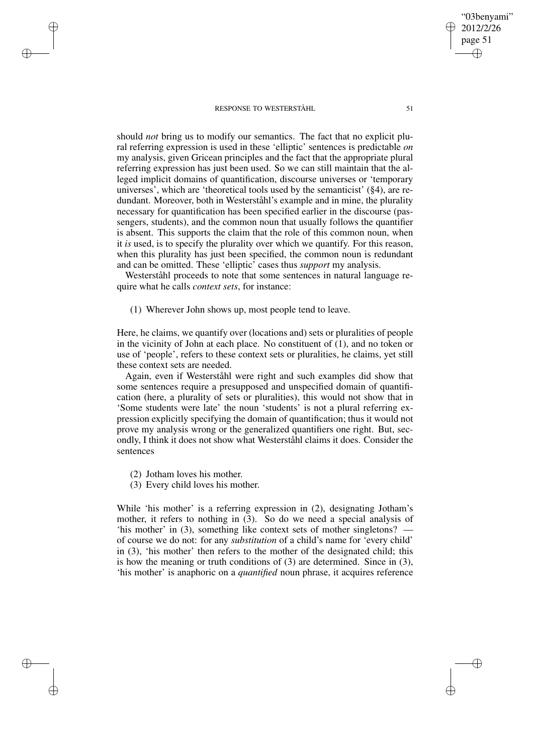should *not* bring us to modify our semantics. The fact that no explicit plural referring expression is used in these 'elliptic' sentences is predictable *on* my analysis, given Gricean principles and the fact that the appropriate plural referring expression has just been used. So we can still maintain that the alleged implicit domains of quantification, discourse universes or 'temporary universes', which are 'theoretical tools used by the semanticist' (§4), are redundant. Moreover, both in Westerståhl's example and in mine, the plurality necessary for quantification has been specified earlier in the discourse (passengers, students), and the common noun that usually follows the quantifier is absent. This supports the claim that the role of this common noun, when it *is* used, is to specify the plurality over which we quantify. For this reason, when this plurality has just been specified, the common noun is redundant and can be omitted. These 'elliptic' cases thus *support* my analysis.

Westerståhl proceeds to note that some sentences in natural language require what he calls *context sets*, for instance:

(1) Wherever John shows up, most people tend to leave.

Here, he claims, we quantify over (locations and) sets or pluralities of people in the vicinity of John at each place. No constituent of (1), and no token or use of 'people', refers to these context sets or pluralities, he claims, yet still these context sets are needed.

Again, even if Westerståhl were right and such examples did show that some sentences require a presupposed and unspecified domain of quantification (here, a plurality of sets or pluralities), this would not show that in 'Some students were late' the noun 'students' is not a plural referring expression explicitly specifying the domain of quantification; thus it would not prove my analysis wrong or the generalized quantifiers one right. But, secondly, I think it does not show what Westerståhl claims it does. Consider the sentences

(2) Jotham loves his mother.
(3) Every child loves his mother.

While 'his mother' is a referring expression in (2), designating Jotham's mother, it refers to nothing in (3). So do we need a special analysis of 'his mother' in (3), something like context sets of mother singletons? — of course we do not: for any *substitution* of a child's name for 'every child' in (3), 'his mother' then refers to the mother of the designated child; this is how the meaning or truth conditions of (3) are determined. Since in (3), 'his mother' is anaphoric on a *quantified* noun phrase, it acquires reference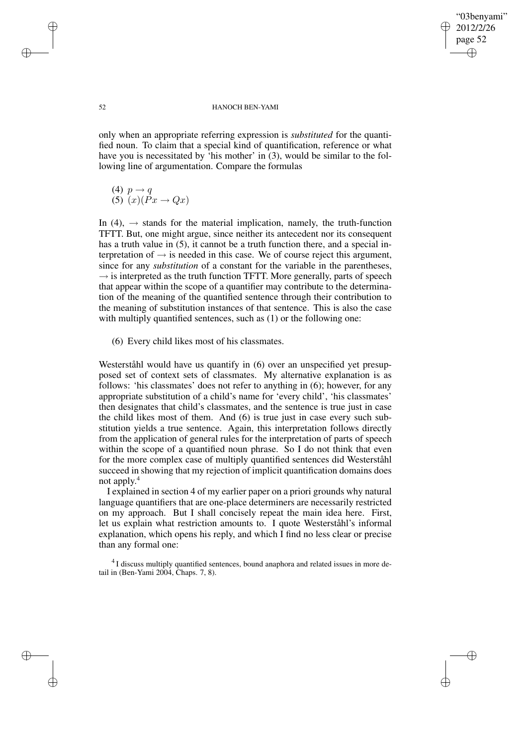only when an appropriate referring expression is *substituted* for the quantified noun. To claim that a special kind of quantification, reference or what have you is necessitated by 'his mother' in (3), would be similar to the following line of argumentation. Compare the formulas

(4) $p \rightarrow q$
(5) $(x)(Px \rightarrow Qx)$

In (4), $\rightarrow$ stands for the material implication, namely, the truth-function TFTT. But, one might argue, since neither its antecedent nor its consequent has a truth value in (5), it cannot be a truth function there, and a special interpretation of $\rightarrow$ is needed in this case. We of course reject this argument, since for any *substitution* of a constant for the variable in the parentheses, $\rightarrow$ is interpreted as the truth function TFTT. More generally, parts of speech that appear within the scope of a quantifier may contribute to the determination of the meaning of the quantified sentence through their contribution to the meaning of substitution instances of that sentence. This is also the case with multiply quantified sentences, such as (1) or the following one:

(6) Every child likes most of his classmates.

Westerståhl would have us quantify in (6) over an unspecified yet presupposed set of context sets of classmates. My alternative explanation is as follows: 'his classmates' does not refer to anything in (6); however, for any appropriate substitution of a child's name for 'every child', 'his classmates' then designates that child's classmates, and the sentence is true just in case the child likes most of them. And (6) is true just in case every such substitution yields a true sentence. Again, this interpretation follows directly from the application of general rules for the interpretation of parts of speech within the scope of a quantified noun phrase. So I do not think that even for the more complex case of multiply quantified sentences did Westerståhl succeed in showing that my rejection of implicit quantification domains does not apply.[4]

I explained in section 4 of my earlier paper on a priori grounds why natural language quantifiers that are one-place determiners are necessarily restricted on my approach. But I shall concisely repeat the main idea here. First, let us explain what restriction amounts to. I quote Westerståhl's informal explanation, which opens his reply, and which I find no less clear or precise than any formal one:

[4] I discuss multiply quantified sentences, bound anaphora and related issues in more detail in (Ben-Yami 2004, Chaps. 7, 8).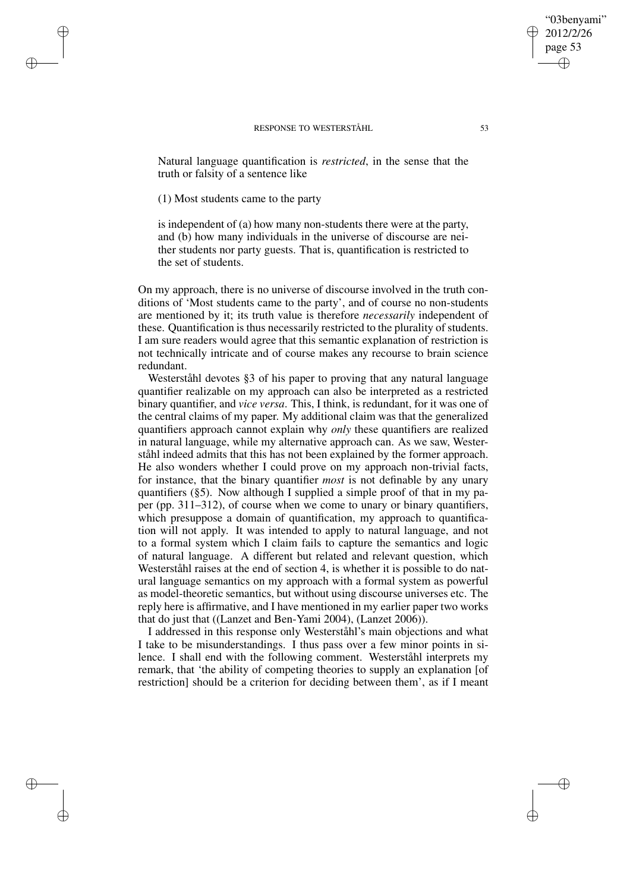> Natural language quantification is *restricted*, in the sense that the truth or falsity of a sentence like
>
> (1) Most students came to the party
>
> is independent of (a) how many non-students there were at the party, and (b) how many individuals in the universe of discourse are neither students nor party guests. That is, quantification is restricted to the set of students.

On my approach, there is no universe of discourse involved in the truth conditions of 'Most students came to the party', and of course no non-students are mentioned by it; its truth value is therefore *necessarily* independent of these. Quantification is thus necessarily restricted to the plurality of students. I am sure readers would agree that this semantic explanation of restriction is not technically intricate and of course makes any recourse to brain science redundant.

Westerståhl devotes §3 of his paper to proving that any natural language quantifier realizable on my approach can also be interpreted as a restricted binary quantifier, and *vice versa*. This, I think, is redundant, for it was one of the central claims of my paper. My additional claim was that the generalized quantifiers approach cannot explain why *only* these quantifiers are realized in natural language, while my alternative approach can. As we saw, Westerståhl indeed admits that this has not been explained by the former approach. He also wonders whether I could prove on my approach non-trivial facts, for instance, that the binary quantifier *most* is not definable by any unary quantifiers (§5). Now although I supplied a simple proof of that in my paper (pp. 311–312), of course when we come to unary or binary quantifiers, which presuppose a domain of quantification, my approach to quantification will not apply. It was intended to apply to natural language, and not to a formal system which I claim fails to capture the semantics and logic of natural language. A different but related and relevant question, which Westerståhl raises at the end of section 4, is whether it is possible to do natural language semantics on my approach with a formal system as powerful as model-theoretic semantics, but without using discourse universes etc. The reply here is affirmative, and I have mentioned in my earlier paper two works that do just that ((Lanzet and Ben-Yami 2004), (Lanzet 2006)).

I addressed in this response only Westerståhl's main objections and what I take to be misunderstandings. I thus pass over a few minor points in silence. I shall end with the following comment. Westerståhl interprets my remark, that 'the ability of competing theories to supply an explanation [of restriction] should be a criterion for deciding between them', as if I meant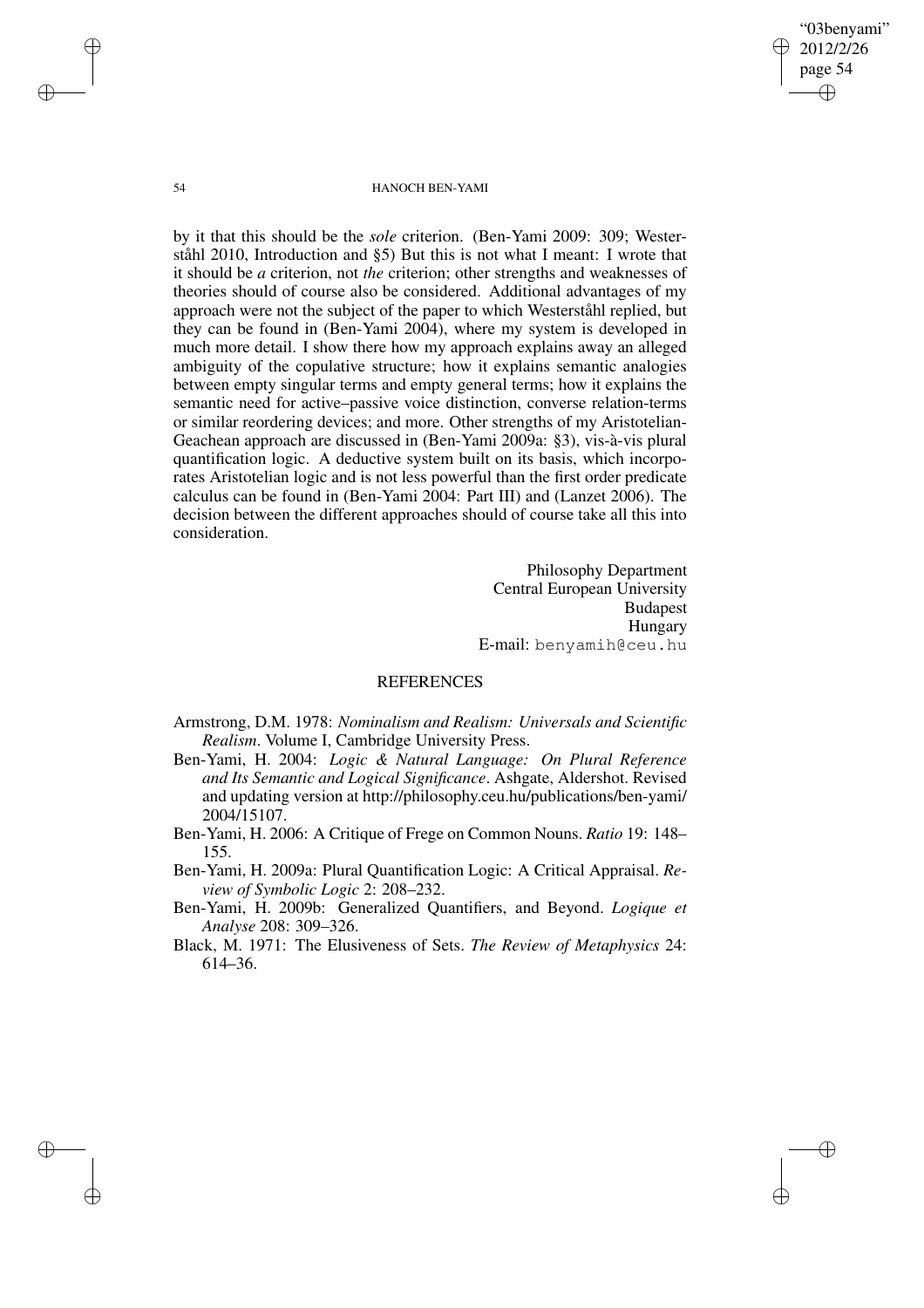by it that this should be the *sole* criterion. (Ben-Yami 2009: 309; Westerståhl 2010, Introduction and §5) But this is not what I meant: I wrote that it should be *a* criterion, not *the* criterion; other strengths and weaknesses of theories should of course also be considered. Additional advantages of my approach were not the subject of the paper to which Westerståhl replied, but they can be found in (Ben-Yami 2004), where my system is developed in much more detail. I show there how my approach explains away an alleged ambiguity of the copulative structure; how it explains semantic analogies between empty singular terms and empty general terms; how it explains the semantic need for active–passive voice distinction, converse relation-terms or similar reordering devices; and more. Other strengths of my Aristotelian-Geachean approach are discussed in (Ben-Yami 2009a: §3), vis-à-vis plural quantification logic. A deductive system built on its basis, which incorporates Aristotelian logic and is not less powerful than the first order predicate calculus can be found in (Ben-Yami 2004: Part III) and (Lanzet 2006). The decision between the different approaches should of course take all this into consideration.

Philosophy Department
Central European University
Budapest
Hungary
E-mail: benyamih@ceu.hu

## REFERENCES

Armstrong, D.M. 1978: *Nominalism and Realism: Universals and Scientific Realism*. Volume I, Cambridge University Press.

Ben-Yami, H. 2004: *Logic & Natural Language: On Plural Reference and Its Semantic and Logical Significance*. Ashgate, Aldershot. Revised and updating version at http://philosophy.ceu.hu/publications/ben-yami/2004/15107.

Ben-Yami, H. 2006: A Critique of Frege on Common Nouns. *Ratio* 19: 148–155.

Ben-Yami, H. 2009a: Plural Quantification Logic: A Critical Appraisal. *Review of Symbolic Logic* 2: 208–232.

Ben-Yami, H. 2009b: Generalized Quantifiers, and Beyond. *Logique et Analyse* 208: 309–326.

Black, M. 1971: The Elusiveness of Sets. *The Review of Metaphysics* 24: 614–36.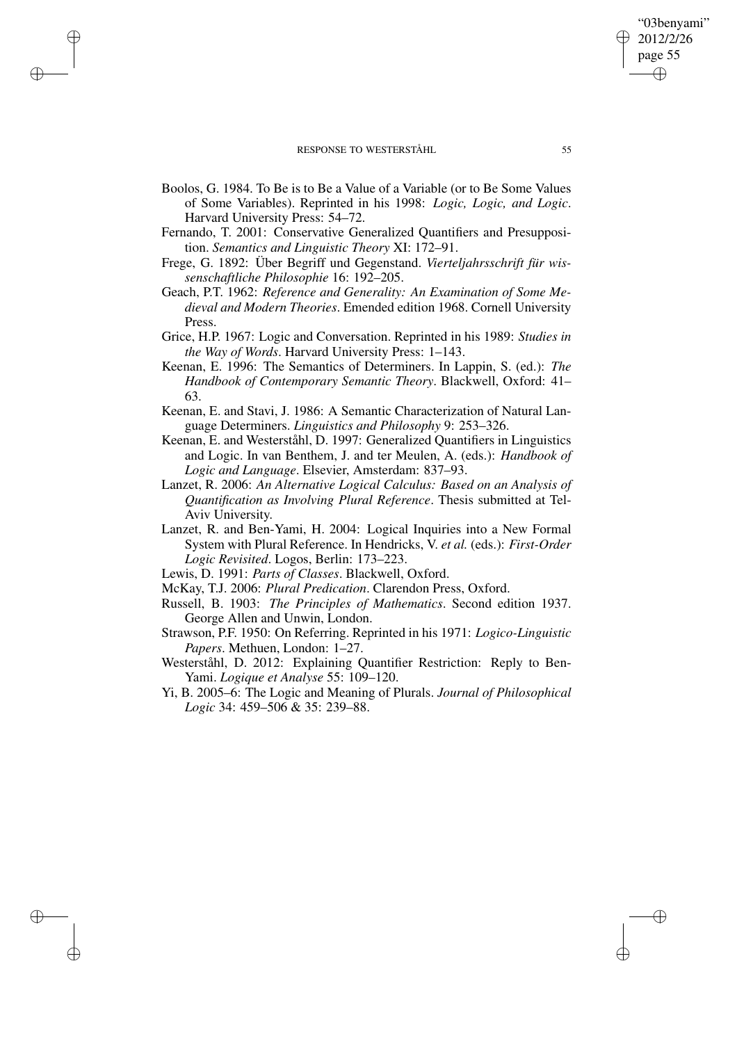Boolos, G. 1984. To Be is to Be a Value of a Variable (or to Be Some Values of Some Variables). Reprinted in his 1998: *Logic, Logic, and Logic*. Harvard University Press: 54–72.

Fernando, T. 2001: Conservative Generalized Quantifiers and Presupposition. *Semantics and Linguistic Theory* XI: 172–91.

Frege, G. 1892: Über Begriff und Gegenstand. *Vierteljahrsschrift für wissenschaftliche Philosophie* 16: 192–205.

Geach, P.T. 1962: *Reference and Generality: An Examination of Some Medieval and Modern Theories*. Emended edition 1968. Cornell University Press.

Grice, H.P. 1967: Logic and Conversation. Reprinted in his 1989: *Studies in the Way of Words*. Harvard University Press: 1–143.

Keenan, E. 1996: The Semantics of Determiners. In Lappin, S. (ed.): *The Handbook of Contemporary Semantic Theory*. Blackwell, Oxford: 41–63.

Keenan, E. and Stavi, J. 1986: A Semantic Characterization of Natural Language Determiners. *Linguistics and Philosophy* 9: 253–326.

Keenan, E. and Westerståhl, D. 1997: Generalized Quantifiers in Linguistics and Logic. In van Benthem, J. and ter Meulen, A. (eds.): *Handbook of Logic and Language*. Elsevier, Amsterdam: 837–93.

Lanzet, R. 2006: *An Alternative Logical Calculus: Based on an Analysis of Quantification as Involving Plural Reference*. Thesis submitted at Tel-Aviv University.

Lanzet, R. and Ben-Yami, H. 2004: Logical Inquiries into a New Formal System with Plural Reference. In Hendricks, V. *et al.* (eds.): *First-Order Logic Revisited*. Logos, Berlin: 173–223.

Lewis, D. 1991: *Parts of Classes*. Blackwell, Oxford.

McKay, T.J. 2006: *Plural Predication*. Clarendon Press, Oxford.

Russell, B. 1903: *The Principles of Mathematics*. Second edition 1937. George Allen and Unwin, London.

Strawson, P.F. 1950: On Referring. Reprinted in his 1971: *Logico-Linguistic Papers*. Methuen, London: 1–27.

Westerståhl, D. 2012: Explaining Quantifier Restriction: Reply to Ben-Yami. *Logique et Analyse* 55: 109–120.

Yi, B. 2005–6: The Logic and Meaning of Plurals. *Journal of Philosophical Logic* 34: 459–506 & 35: 239–88.